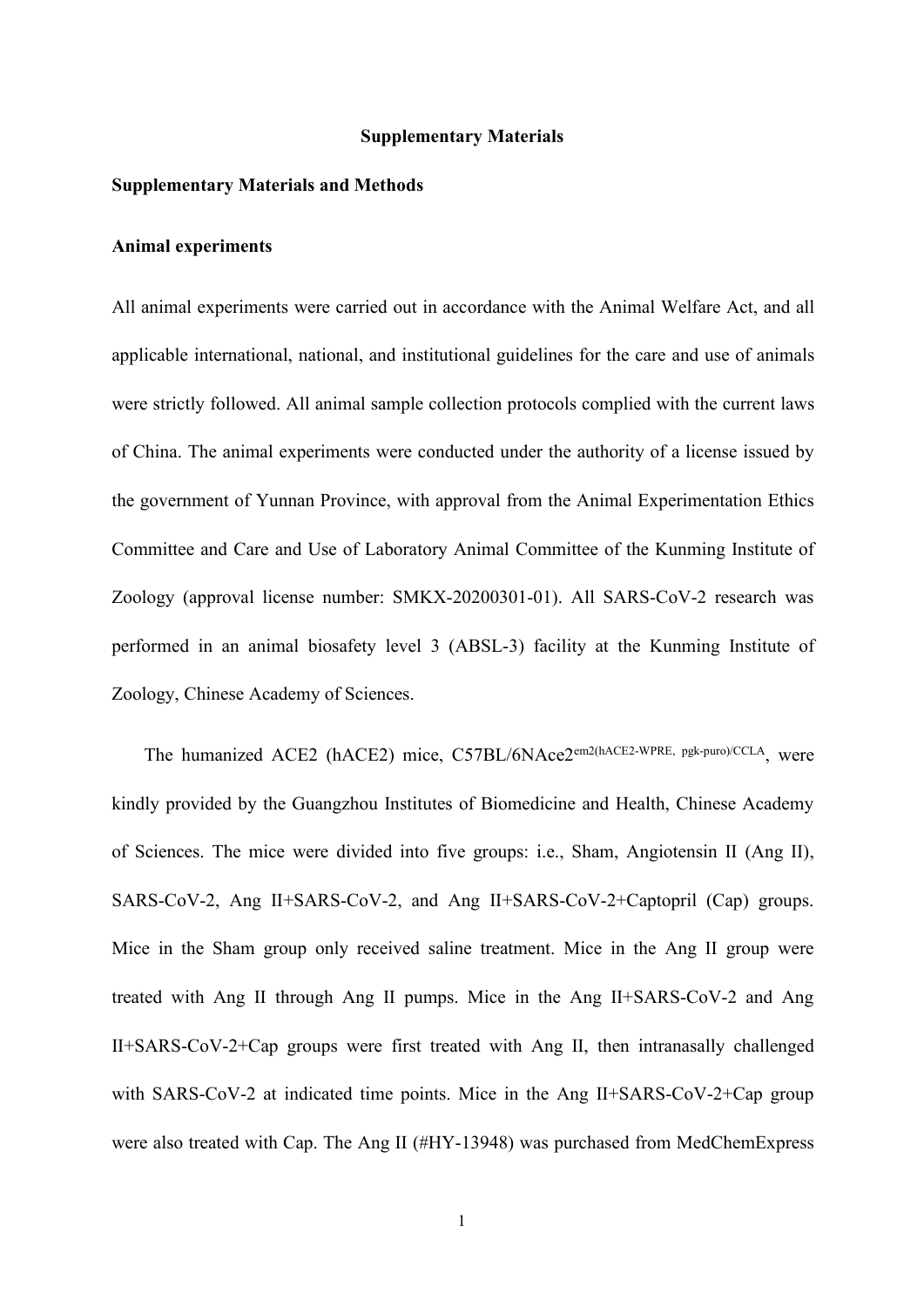# Supplementary Materials

## Supplementary Materials and Methods

### Animal experiments

All animal experiments were carried out in accordance with the Animal Welfare Act, and all applicable international, national, and institutional guidelines for the care and use of animals were strictly followed. All animal sample collection protocols complied with the current laws of China. The animal experiments were conducted under the authority of a license issued by the government of Yunnan Province, with approval from the Animal Experimentation Ethics Committee and Care and Use of Laboratory Animal Committee of the Kunming Institute of Zoology (approval license number: SMKX-20200301-01). All SARS-CoV-2 research was performed in an animal biosafety level 3 (ABSL-3) facility at the Kunming Institute of Zoology, Chinese Academy of Sciences.

The humanized ACE2 (hACE2) mice, C57BL/6NAce2$^{em2(hACE2\text{-}WPRE,\ pgk\text{-}puro)/CCLA}$, were kindly provided by the Guangzhou Institutes of Biomedicine and Health, Chinese Academy of Sciences. The mice were divided into five groups: i.e., Sham, Angiotensin II (Ang II), SARS-CoV-2, Ang II+SARS-CoV-2, and Ang II+SARS-CoV-2+Captopril (Cap) groups. Mice in the Sham group only received saline treatment. Mice in the Ang II group were treated with Ang II through Ang II pumps. Mice in the Ang II+SARS-CoV-2 and Ang II+SARS-CoV-2+Cap groups were first treated with Ang II, then intranasally challenged with SARS-CoV-2 at indicated time points. Mice in the Ang II+SARS-CoV-2+Cap group were also treated with Cap. The Ang II (#HY-13948) was purchased from MedChemExpress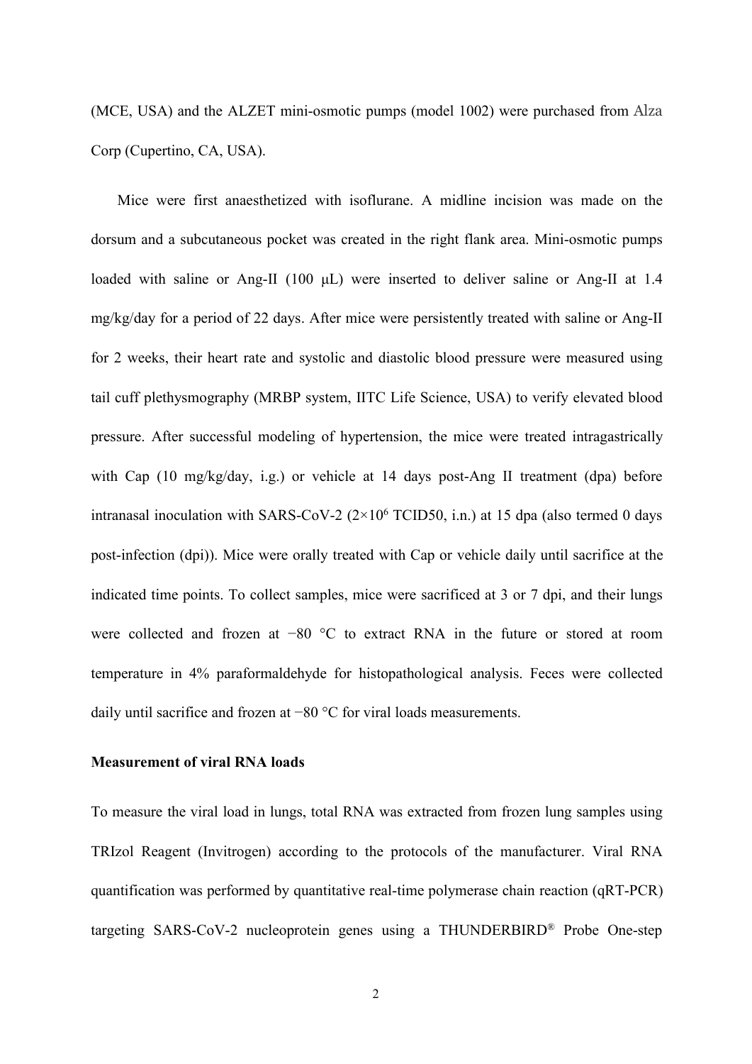(MCE, USA) and the ALZET mini-osmotic pumps (model 1002) were purchased from Alza Corp (Cupertino, CA, USA).

Mice were first anaesthetized with isoflurane. A midline incision was made on the dorsum and a subcutaneous pocket was created in the right flank area. Mini-osmotic pumps loaded with saline or Ang-II (100 μL) were inserted to deliver saline or Ang-II at 1.4 mg/kg/day for a period of 22 days. After mice were persistently treated with saline or Ang-II for 2 weeks, their heart rate and systolic and diastolic blood pressure were measured using tail cuff plethysmography (MRBP system, IITC Life Science, USA) to verify elevated blood pressure. After successful modeling of hypertension, the mice were treated intragastrically with Cap (10 mg/kg/day, i.g.) or vehicle at 14 days post-Ang II treatment (dpa) before intranasal inoculation with SARS-CoV-2 ($2\times10^6$ TCID50, i.n.) at 15 dpa (also termed 0 days post-infection (dpi)). Mice were orally treated with Cap or vehicle daily until sacrifice at the indicated time points. To collect samples, mice were sacrificed at 3 or 7 dpi, and their lungs were collected and frozen at −80 °C to extract RNA in the future or stored at room temperature in 4% paraformaldehyde for histopathological analysis. Feces were collected daily until sacrifice and frozen at −80 °C for viral loads measurements.

**Measurement of viral RNA loads**

To measure the viral load in lungs, total RNA was extracted from frozen lung samples using TRIzol Reagent (Invitrogen) according to the protocols of the manufacturer. Viral RNA quantification was performed by quantitative real-time polymerase chain reaction (qRT-PCR) targeting SARS-CoV-2 nucleoprotein genes using a THUNDERBIRD® Probe One-step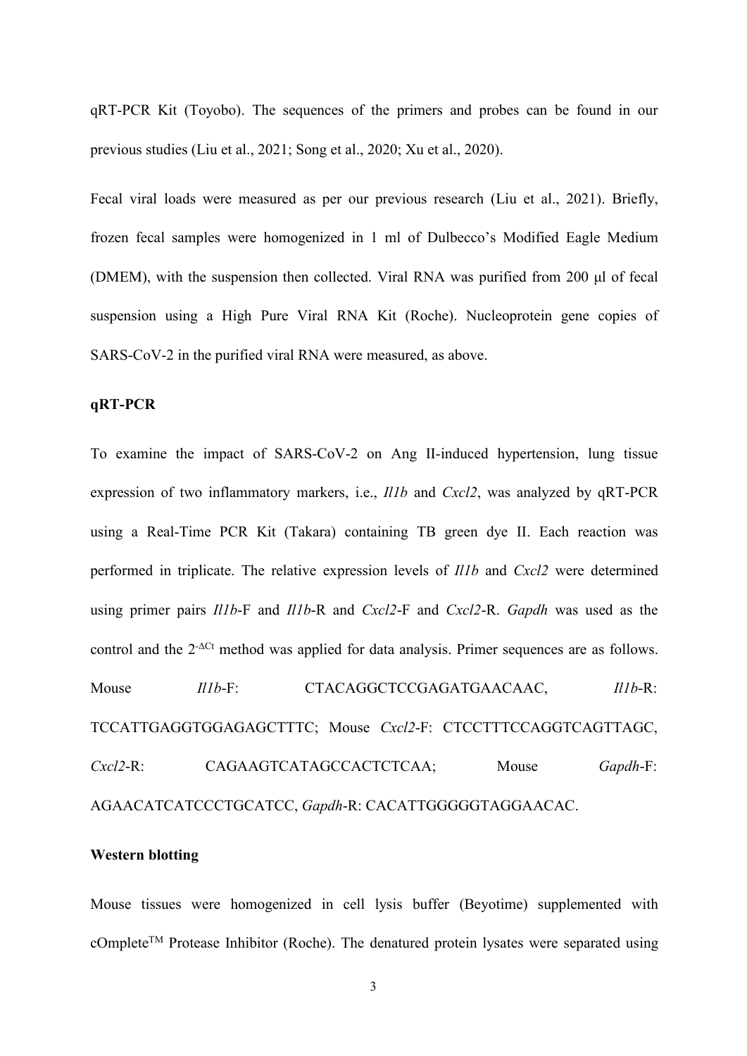qRT-PCR Kit (Toyobo). The sequences of the primers and probes can be found in our previous studies (Liu et al., 2021; Song et al., 2020; Xu et al., 2020).

Fecal viral loads were measured as per our previous research (Liu et al., 2021). Briefly, frozen fecal samples were homogenized in 1 ml of Dulbecco's Modified Eagle Medium (DMEM), with the suspension then collected. Viral RNA was purified from 200 μl of fecal suspension using a High Pure Viral RNA Kit (Roche). Nucleoprotein gene copies of SARS-CoV-2 in the purified viral RNA were measured, as above.

**qRT-PCR**

To examine the impact of SARS-CoV-2 on Ang II-induced hypertension, lung tissue expression of two inflammatory markers, i.e., *Il1b* and *Cxcl2*, was analyzed by qRT-PCR using a Real-Time PCR Kit (Takara) containing TB green dye II. Each reaction was performed in triplicate. The relative expression levels of *Il1b* and *Cxcl2* were determined using primer pairs *Il1b*-F and *Il1b*-R and *Cxcl2*-F and *Cxcl2*-R. *Gapdh* was used as the control and the $2^{-\Delta Ct}$ method was applied for data analysis. Primer sequences are as follows. Mouse *Il1b*-F: CTACAGGCTCCGAGATGAACAAC, *Il1b*-R: TCCATTGAGGTGGAGAGCTTTC; Mouse *Cxcl2*-F: CTCCTTTCCAGGTCAGTTAGC, *Cxcl2*-R: CAGAAGTCATAGCCACTCTCAA; Mouse *Gapdh*-F: AGAACATCATCCCTGCATCC, *Gapdh*-R: CACATTGGGGGTAGGAACAC.

**Western blotting**

Mouse tissues were homogenized in cell lysis buffer (Beyotime) supplemented with cOmplete™ Protease Inhibitor (Roche). The denatured protein lysates were separated using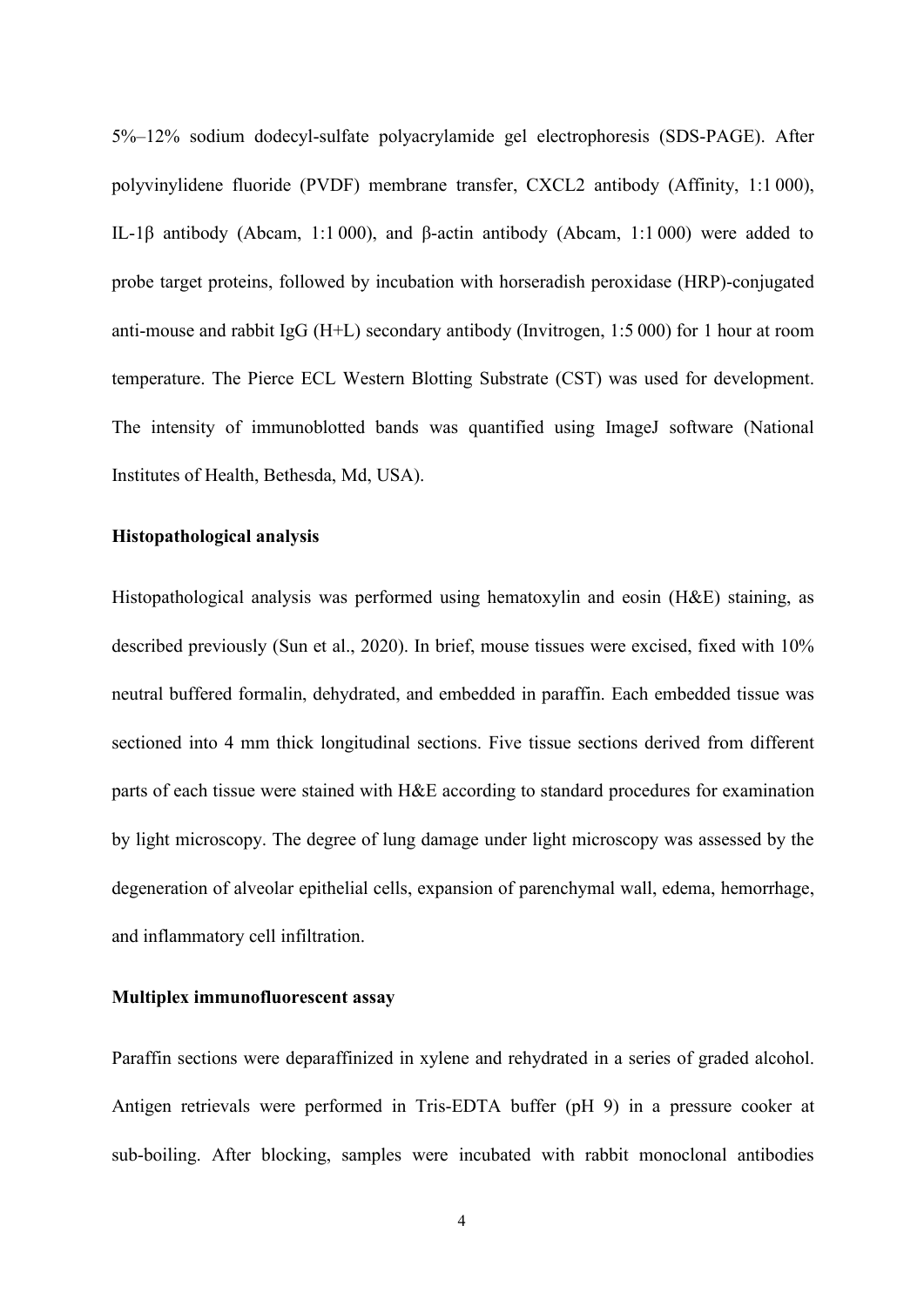5%–12% sodium dodecyl-sulfate polyacrylamide gel electrophoresis (SDS-PAGE). After polyvinylidene fluoride (PVDF) membrane transfer, CXCL2 antibody (Affinity, 1:1 000), IL-1β antibody (Abcam, 1:1 000), and β-actin antibody (Abcam, 1:1 000) were added to probe target proteins, followed by incubation with horseradish peroxidase (HRP)-conjugated anti-mouse and rabbit IgG (H+L) secondary antibody (Invitrogen, 1:5 000) for 1 hour at room temperature. The Pierce ECL Western Blotting Substrate (CST) was used for development. The intensity of immunoblotted bands was quantified using ImageJ software (National Institutes of Health, Bethesda, Md, USA).

**Histopathological analysis**

Histopathological analysis was performed using hematoxylin and eosin (H&E) staining, as described previously (Sun et al., 2020). In brief, mouse tissues were excised, fixed with 10% neutral buffered formalin, dehydrated, and embedded in paraffin. Each embedded tissue was sectioned into 4 mm thick longitudinal sections. Five tissue sections derived from different parts of each tissue were stained with H&E according to standard procedures for examination by light microscopy. The degree of lung damage under light microscopy was assessed by the degeneration of alveolar epithelial cells, expansion of parenchymal wall, edema, hemorrhage, and inflammatory cell infiltration.

**Multiplex immunofluorescent assay**

Paraffin sections were deparaffinized in xylene and rehydrated in a series of graded alcohol. Antigen retrievals were performed in Tris-EDTA buffer (pH 9) in a pressure cooker at sub-boiling. After blocking, samples were incubated with rabbit monoclonal antibodies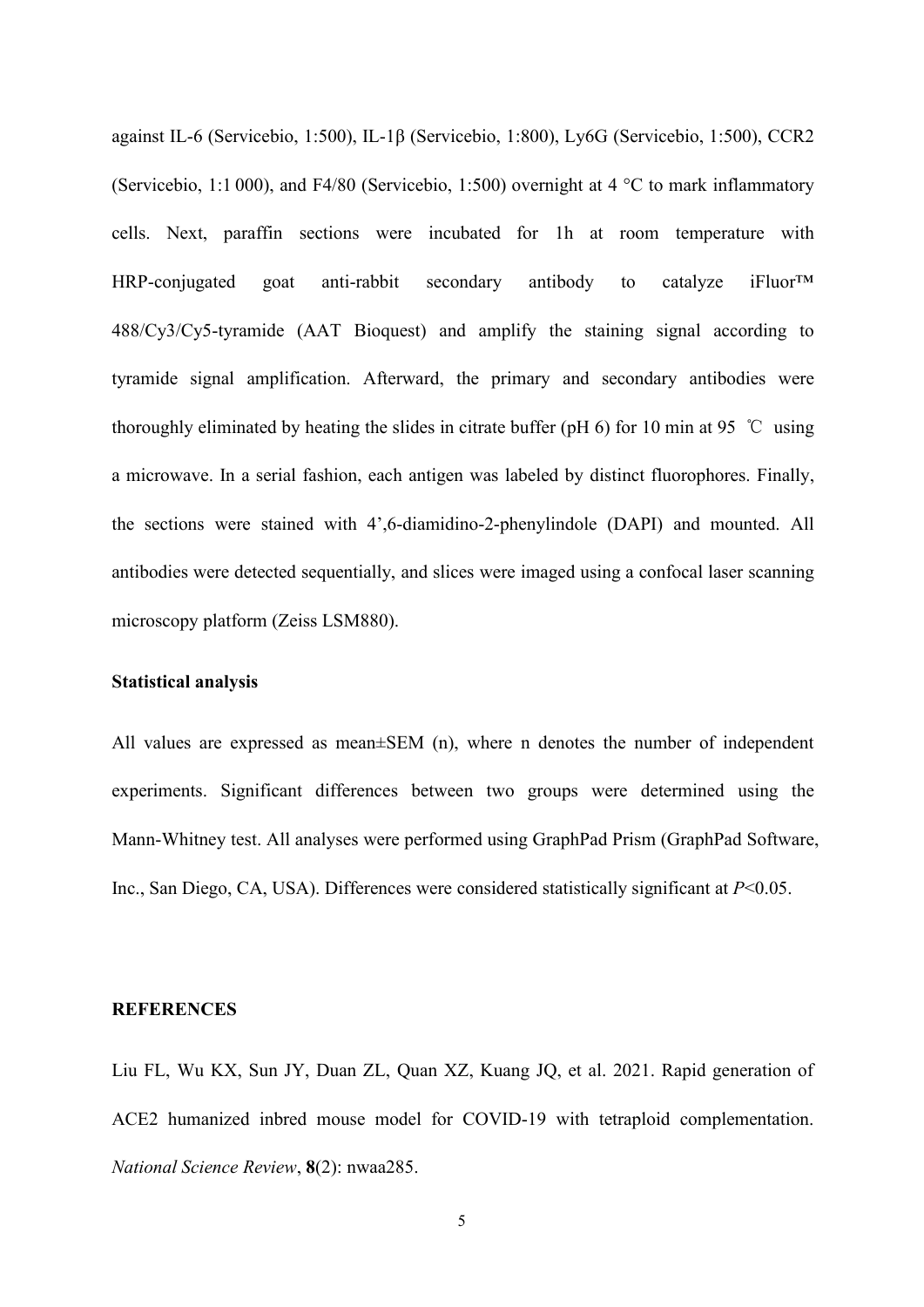against IL-6 (Servicebio, 1:500), IL-1β (Servicebio, 1:800), Ly6G (Servicebio, 1:500), CCR2 (Servicebio, 1:1 000), and F4/80 (Servicebio, 1:500) overnight at 4 °C to mark inflammatory cells. Next, paraffin sections were incubated for 1h at room temperature with HRP-conjugated goat anti-rabbit secondary antibody to catalyze iFluor™ 488/Cy3/Cy5-tyramide (AAT Bioquest) and amplify the staining signal according to tyramide signal amplification. Afterward, the primary and secondary antibodies were thoroughly eliminated by heating the slides in citrate buffer (pH 6) for 10 min at 95 ℃ using a microwave. In a serial fashion, each antigen was labeled by distinct fluorophores. Finally, the sections were stained with 4',6-diamidino-2-phenylindole (DAPI) and mounted. All antibodies were detected sequentially, and slices were imaged using a confocal laser scanning microscopy platform (Zeiss LSM880).

**Statistical analysis**

All values are expressed as mean±SEM (n), where n denotes the number of independent experiments. Significant differences between two groups were determined using the Mann-Whitney test. All analyses were performed using GraphPad Prism (GraphPad Software, Inc., San Diego, CA, USA). Differences were considered statistically significant at $P<0.05$.

## REFERENCES

Liu FL, Wu KX, Sun JY, Duan ZL, Quan XZ, Kuang JQ, et al. 2021. Rapid generation of ACE2 humanized inbred mouse model for COVID-19 with tetraploid complementation. *National Science Review*, **8**(2): nwaa285.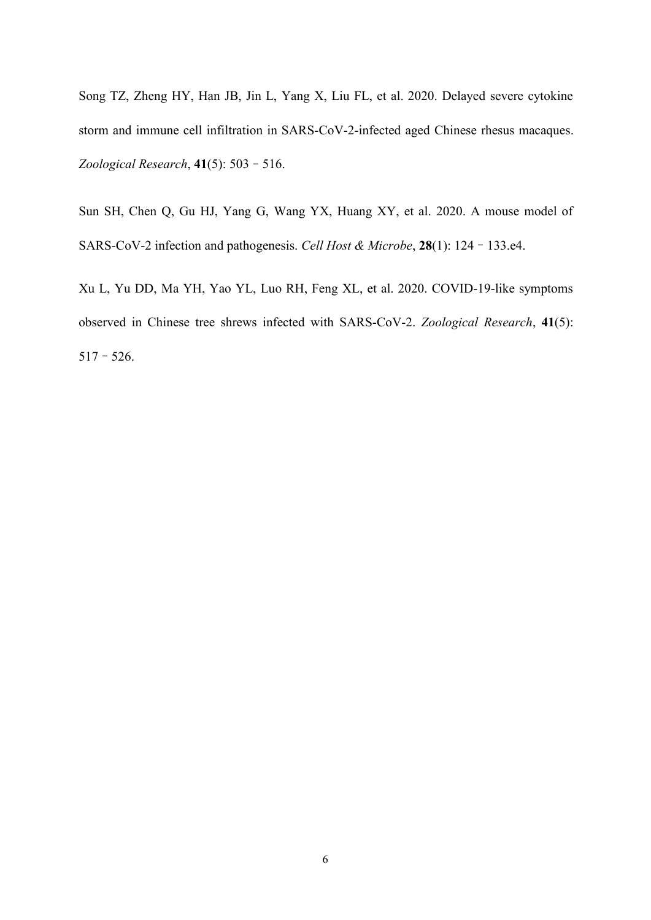Song TZ, Zheng HY, Han JB, Jin L, Yang X, Liu FL, et al. 2020. Delayed severe cytokine storm and immune cell infiltration in SARS-CoV-2-infected aged Chinese rhesus macaques. *Zoological Research*, **41**(5): 503 – 516.

Sun SH, Chen Q, Gu HJ, Yang G, Wang YX, Huang XY, et al. 2020. A mouse model of SARS-CoV-2 infection and pathogenesis. *Cell Host & Microbe*, **28**(1): 124 – 133.e4.

Xu L, Yu DD, Ma YH, Yao YL, Luo RH, Feng XL, et al. 2020. COVID-19-like symptoms observed in Chinese tree shrews infected with SARS-CoV-2. *Zoological Research*, **41**(5): 517 – 526.